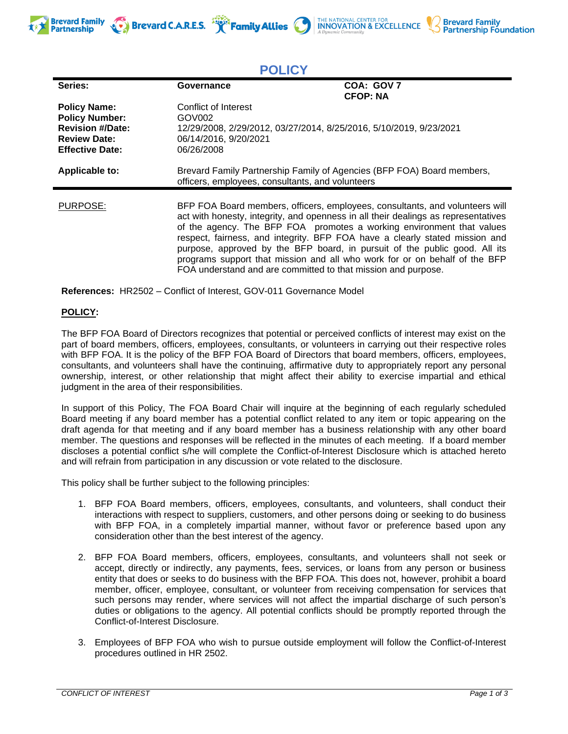Brevard Family Partnership | Brevard C.A.R.E.S. | Family Allies | The National Center for Innovation & Excellence | Brevard Family Partnership Foundation

# POLICY

| | | |
|---|---|---|
| **Series:** | **Governance** | **COA: GOV 7** **CFOP: NA** |
| **Policy Name:** | Conflict of Interest | |
| **Policy Number:** | GOV002 | |
| **Revision #/Date:** | 12/29/2008, 2/29/2012, 03/27/2014, 8/25/2016, 5/10/2019, 9/23/2021 | |
| **Review Date:** | 06/14/2016, 9/20/2021 | |
| **Effective Date:** | 06/26/2008 | |
| **Applicable to:** | Brevard Family Partnership Family of Agencies (BFP FOA) Board members, officers, employees, consultants, and volunteers | |

PURPOSE: BFP FOA Board members, officers, employees, consultants, and volunteers will act with honesty, integrity, and openness in all their dealings as representatives of the agency. The BFP FOA promotes a working environment that values respect, fairness, and integrity. BFP FOA have a clearly stated mission and purpose, approved by the BFP board, in pursuit of the public good. All its programs support that mission and all who work for or on behalf of the BFP FOA understand and are committed to that mission and purpose.

**References:** HR2502 – Conflict of Interest, GOV-011 Governance Model

**POLICY:**

The BFP FOA Board of Directors recognizes that potential or perceived conflicts of interest may exist on the part of board members, officers, employees, consultants, or volunteers in carrying out their respective roles with BFP FOA. It is the policy of the BFP FOA Board of Directors that board members, officers, employees, consultants, and volunteers shall have the continuing, affirmative duty to appropriately report any personal ownership, interest, or other relationship that might affect their ability to exercise impartial and ethical judgment in the area of their responsibilities.

In support of this Policy, The FOA Board Chair will inquire at the beginning of each regularly scheduled Board meeting if any board member has a potential conflict related to any item or topic appearing on the draft agenda for that meeting and if any board member has a business relationship with any other board member. The questions and responses will be reflected in the minutes of each meeting. If a board member discloses a potential conflict s/he will complete the Conflict-of-Interest Disclosure which is attached hereto and will refrain from participation in any discussion or vote related to the disclosure.

This policy shall be further subject to the following principles:

1. BFP FOA Board members, officers, employees, consultants, and volunteers, shall conduct their interactions with respect to suppliers, customers, and other persons doing or seeking to do business with BFP FOA, in a completely impartial manner, without favor or preference based upon any consideration other than the best interest of the agency.

2. BFP FOA Board members, officers, employees, consultants, and volunteers shall not seek or accept, directly or indirectly, any payments, fees, services, or loans from any person or business entity that does or seeks to do business with the BFP FOA. This does not, however, prohibit a board member, officer, employee, consultant, or volunteer from receiving compensation for services that such persons may render, where services will not affect the impartial discharge of such person's duties or obligations to the agency. All potential conflicts should be promptly reported through the Conflict-of-Interest Disclosure.

3. Employees of BFP FOA who wish to pursue outside employment will follow the Conflict-of-Interest procedures outlined in HR 2502.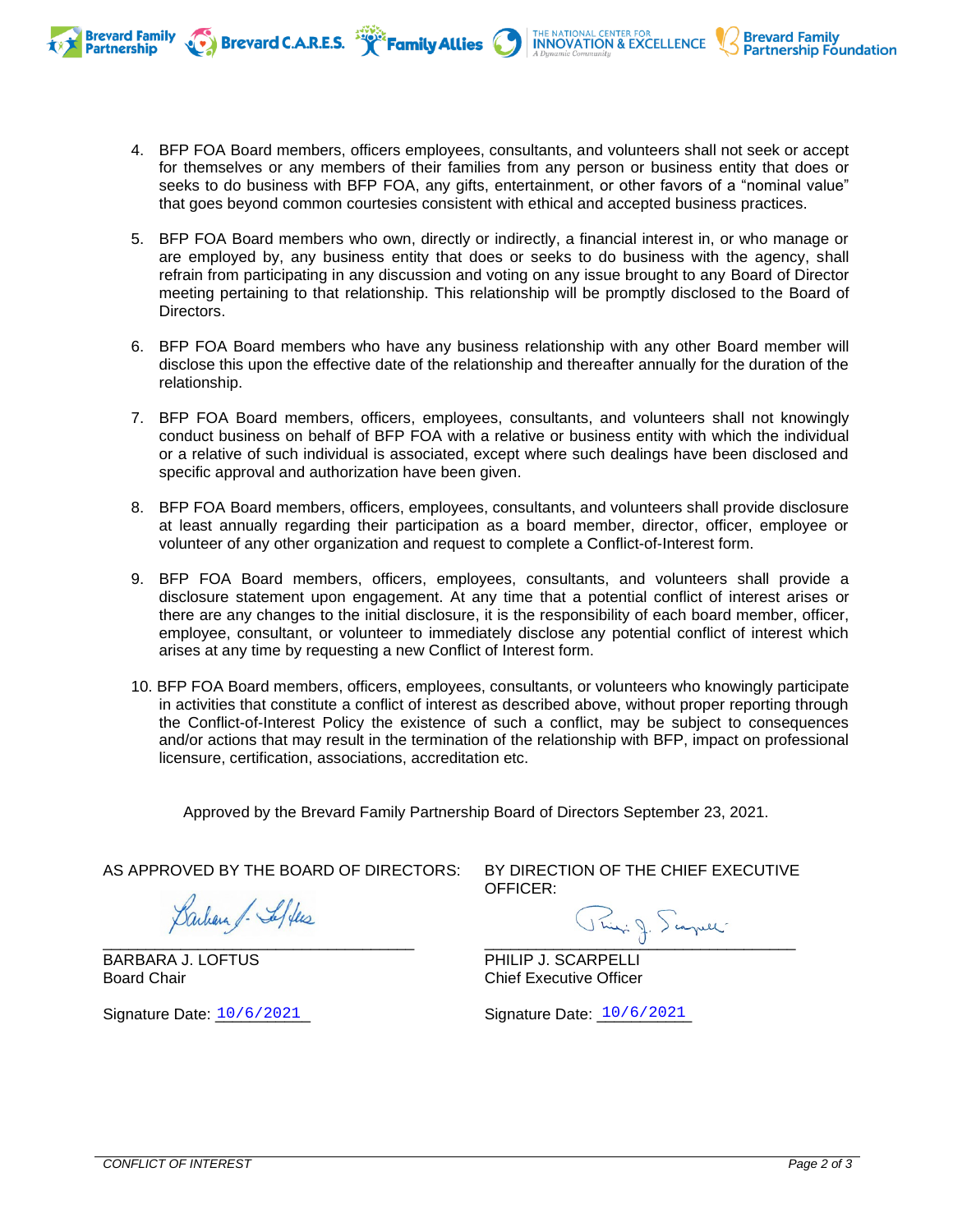4. BFP FOA Board members, officers employees, consultants, and volunteers shall not seek or accept for themselves or any members of their families from any person or business entity that does or seeks to do business with BFP FOA, any gifts, entertainment, or other favors of a “nominal value” that goes beyond common courtesies consistent with ethical and accepted business practices.

5. BFP FOA Board members who own, directly or indirectly, a financial interest in, or who manage or are employed by, any business entity that does or seeks to do business with the agency, shall refrain from participating in any discussion and voting on any issue brought to any Board of Director meeting pertaining to that relationship. This relationship will be promptly disclosed to the Board of Directors.

6. BFP FOA Board members who have any business relationship with any other Board member will disclose this upon the effective date of the relationship and thereafter annually for the duration of the relationship.

7. BFP FOA Board members, officers, employees, consultants, and volunteers shall not knowingly conduct business on behalf of BFP FOA with a relative or business entity with which the individual or a relative of such individual is associated, except where such dealings have been disclosed and specific approval and authorization have been given.

8. BFP FOA Board members, officers, employees, consultants, and volunteers shall provide disclosure at least annually regarding their participation as a board member, director, officer, employee or volunteer of any other organization and request to complete a Conflict-of-Interest form.

9. BFP FOA Board members, officers, employees, consultants, and volunteers shall provide a disclosure statement upon engagement. At any time that a potential conflict of interest arises or there are any changes to the initial disclosure, it is the responsibility of each board member, officer, employee, consultant, or volunteer to immediately disclose any potential conflict of interest which arises at any time by requesting a new Conflict of Interest form.

10. BFP FOA Board members, officers, employees, consultants, or volunteers who knowingly participate in activities that constitute a conflict of interest as described above, without proper reporting through the Conflict-of-Interest Policy the existence of such a conflict, may be subject to consequences and/or actions that may result in the termination of the relationship with BFP, impact on professional licensure, certification, associations, accreditation etc.

Approved by the Brevard Family Partnership Board of Directors September 23, 2021.

AS APPROVED BY THE BOARD OF DIRECTORS:

BARBARA J. LOFTUS
Board Chair

Signature Date: 10/6/2021

BY DIRECTION OF THE CHIEF EXECUTIVE OFFICER:

PHILIP J. SCARPELLI
Chief Executive Officer

Signature Date: 10/6/2021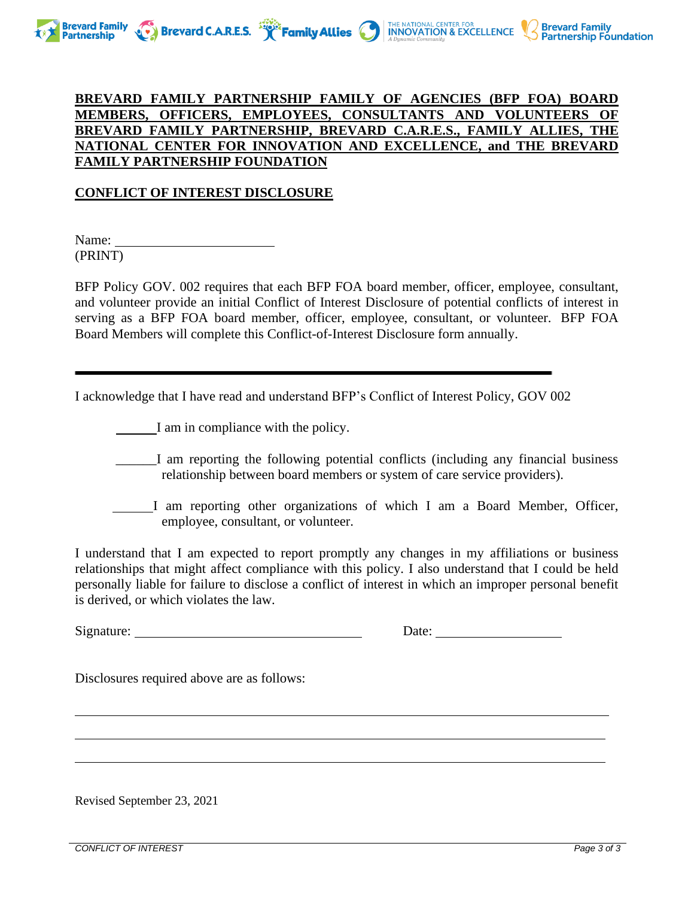**BREVARD FAMILY PARTNERSHIP FAMILY OF AGENCIES (BFP FOA) BOARD MEMBERS, OFFICERS, EMPLOYEES, CONSULTANTS AND VOLUNTEERS OF BREVARD FAMILY PARTNERSHIP, BREVARD C.A.R.E.S., FAMILY ALLIES, THE NATIONAL CENTER FOR INNOVATION AND EXCELLENCE, and THE BREVARD FAMILY PARTNERSHIP FOUNDATION**

**CONFLICT OF INTEREST DISCLOSURE**

Name: ________________________
(PRINT)

BFP Policy GOV. 002 requires that each BFP FOA board member, officer, employee, consultant, and volunteer provide an initial Conflict of Interest Disclosure of potential conflicts of interest in serving as a BFP FOA board member, officer, employee, consultant, or volunteer. BFP FOA Board Members will complete this Conflict-of-Interest Disclosure form annually.

---

I acknowledge that I have read and understand BFP's Conflict of Interest Policy, GOV 002

______I am in compliance with the policy.

______I am reporting the following potential conflicts (including any financial business relationship between board members or system of care service providers).

______I am reporting other organizations of which I am a Board Member, Officer, employee, consultant, or volunteer.

I understand that I am expected to report promptly any changes in my affiliations or business relationships that might affect compliance with this policy. I also understand that I could be held personally liable for failure to disclose a conflict of interest in which an improper personal benefit is derived, or which violates the law.

Signature: ______________________________ Date: __________________

Disclosures required above are as follows:

_____________________________________________________________________________

_____________________________________________________________________________

_____________________________________________________________________________

Revised September 23, 2021